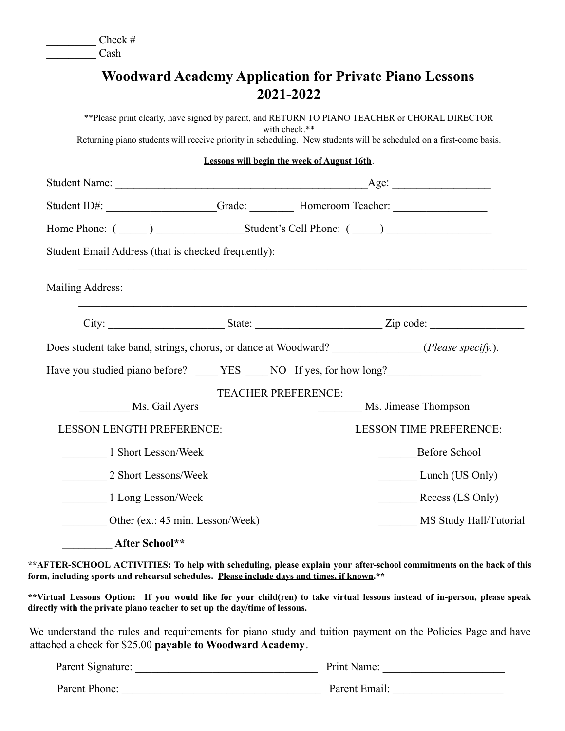_________ Check #
_________ Cash

# Woodward Academy Application for Private Piano Lessons 2021-2022

\*\*Please print clearly, have signed by parent, and RETURN TO PIANO TEACHER or CHORAL DIRECTOR with check.\*\*
Returning piano students will receive priority in scheduling. New students will be scheduled on a first-come basis.

**Lessons will begin the week of August 16th.**

Student Name: ______________________________________________ Age: _________________

Student ID#: ____________________ Grade: ________ Homeroom Teacher: _________________

Home Phone: ( _____ ) ________________ Student's Cell Phone: ( _____) __________________

Student Email Address (that is checked frequently):

_______________________________________________________________________________

Mailing Address:

_______________________________________________________________________________

City: _____________________ State: _______________________ Zip code: _________________

Does student take band, strings, chorus, or dance at Woodward? _______________ (*Please specify.*).

Have you studied piano before? ____ YES ____ NO If yes, for how long?_________________

TEACHER PREFERENCE:

_________ Ms. Gail Ayers

________ Ms. Jimease Thompson

LESSON LENGTH PREFERENCE:

________ 1 Short Lesson/Week

________ 2 Short Lessons/Week

________ 1 Long Lesson/Week

________ Other (ex.: 45 min. Lesson/Week)

LESSON TIME PREFERENCE:

_______ Before School

_______ Lunch (US Only)

_______ Recess (LS Only)

_______ MS Study Hall/Tutorial

**_________ After School\*\***

**\*\*AFTER-SCHOOL ACTIVITIES: To help with scheduling, please explain your after-school commitments on the back of this form, including sports and rehearsal schedules. Please include days and times, if known.\*\***

**\*\*Virtual Lessons Option: If you would like for your child(ren) to take virtual lessons instead of in-person, please speak directly with the private piano teacher to set up the day/time of lessons.**

We understand the rules and requirements for piano study and tuition payment on the Policies Page and have attached a check for $25.00 **payable to Woodward Academy**.

Parent Signature: _________________________________ Print Name: _____________________

Parent Phone: ____________________________________ Parent Email: ___________________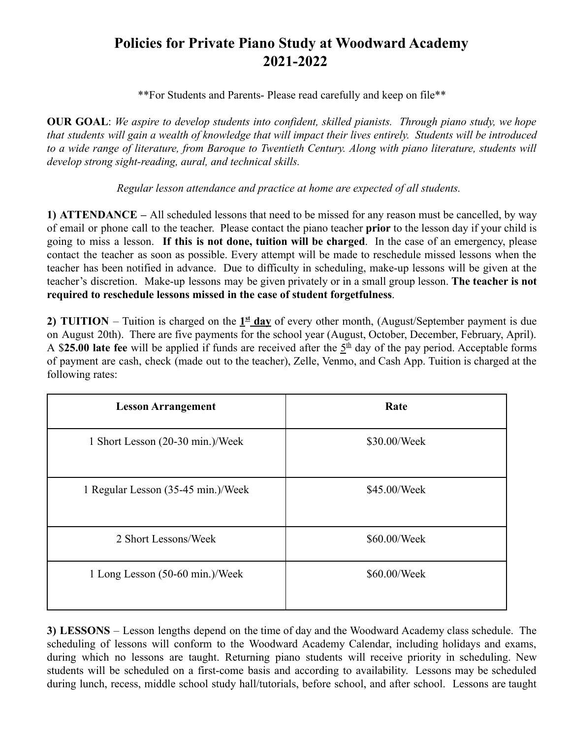# Policies for Private Piano Study at Woodward Academy 2021-2022

**For Students and Parents- Please read carefully and keep on file**

**OUR GOAL**: *We aspire to develop students into confident, skilled pianists. Through piano study, we hope that students will gain a wealth of knowledge that will impact their lives entirely. Students will be introduced to a wide range of literature, from Baroque to Twentieth Century. Along with piano literature, students will develop strong sight-reading, aural, and technical skills.*

*Regular lesson attendance and practice at home are expected of all students.*

**1) ATTENDANCE –** All scheduled lessons that need to be missed for any reason must be cancelled, by way of email or phone call to the teacher. Please contact the piano teacher **prior** to the lesson day if your child is going to miss a lesson. **If this is not done, tuition will be charged**. In the case of an emergency, please contact the teacher as soon as possible. Every attempt will be made to reschedule missed lessons when the teacher has been notified in advance. Due to difficulty in scheduling, make-up lessons will be given at the teacher's discretion. Make-up lessons may be given privately or in a small group lesson. **The teacher is not required to reschedule lessons missed in the case of student forgetfulness**.

**2) TUITION** – Tuition is charged on the **1st day** of every other month, (August/September payment is due on August 20th). There are five payments for the school year (August, October, December, February, April). A $**25.00 late fee** will be applied if funds are received after the 5th day of the pay period. Acceptable forms of payment are cash, check (made out to the teacher), Zelle, Venmo, and Cash App. Tuition is charged at the following rates:

| Lesson Arrangement | Rate |
| --- | --- |
| 1 Short Lesson (20-30 min.)/Week | $30.00/Week |
| 1 Regular Lesson (35-45 min.)/Week | $45.00/Week |
| 2 Short Lessons/Week | $60.00/Week |
| 1 Long Lesson (50-60 min.)/Week | $60.00/Week |

**3) LESSONS** – Lesson lengths depend on the time of day and the Woodward Academy class schedule. The scheduling of lessons will conform to the Woodward Academy Calendar, including holidays and exams, during which no lessons are taught. Returning piano students will receive priority in scheduling. New students will be scheduled on a first-come basis and according to availability. Lessons may be scheduled during lunch, recess, middle school study hall/tutorials, before school, and after school. Lessons are taught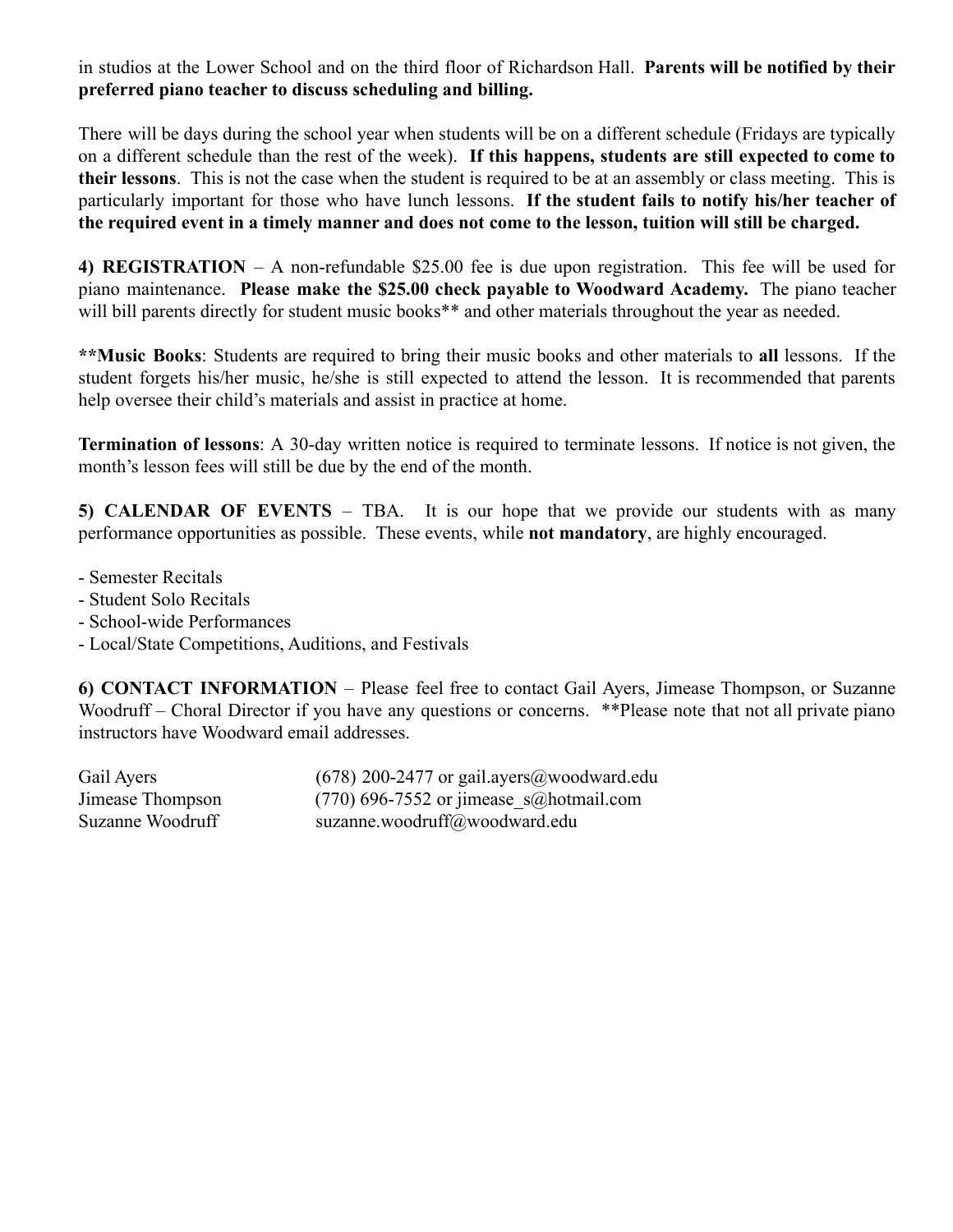in studios at the Lower School and on the third floor of Richardson Hall. **Parents will be notified by their preferred piano teacher to discuss scheduling and billing.**

There will be days during the school year when students will be on a different schedule (Fridays are typically on a different schedule than the rest of the week). **If this happens, students are still expected to come to their lessons**. This is not the case when the student is required to be at an assembly or class meeting. This is particularly important for those who have lunch lessons. **If the student fails to notify his/her teacher of the required event in a timely manner and does not come to the lesson, tuition will still be charged.**

**4) REGISTRATION** – A non-refundable $25.00 fee is due upon registration. This fee will be used for piano maintenance. **Please make the $25.00 check payable to Woodward Academy.** The piano teacher will bill parents directly for student music books** and other materials throughout the year as needed.

****Music Books**: Students are required to bring their music books and other materials to **all** lessons. If the student forgets his/her music, he/she is still expected to attend the lesson. It is recommended that parents help oversee their child's materials and assist in practice at home.

**Termination of lessons**: A 30-day written notice is required to terminate lessons. If notice is not given, the month's lesson fees will still be due by the end of the month.

**5) CALENDAR OF EVENTS** – TBA. It is our hope that we provide our students with as many performance opportunities as possible. These events, while **not mandatory**, are highly encouraged.

- Semester Recitals
- Student Solo Recitals
- School-wide Performances
- Local/State Competitions, Auditions, and Festivals

**6) CONTACT INFORMATION** – Please feel free to contact Gail Ayers, Jimease Thompson, or Suzanne Woodruff – Choral Director if you have any questions or concerns. **Please note that not all private piano instructors have Woodward email addresses.

| | |
|---|---|
| Gail Ayers | (678) 200-2477 or gail.ayers@woodward.edu |
| Jimease Thompson | (770) 696-7552 or jimease_s@hotmail.com |
| Suzanne Woodruff | suzanne.woodruff@woodward.edu |